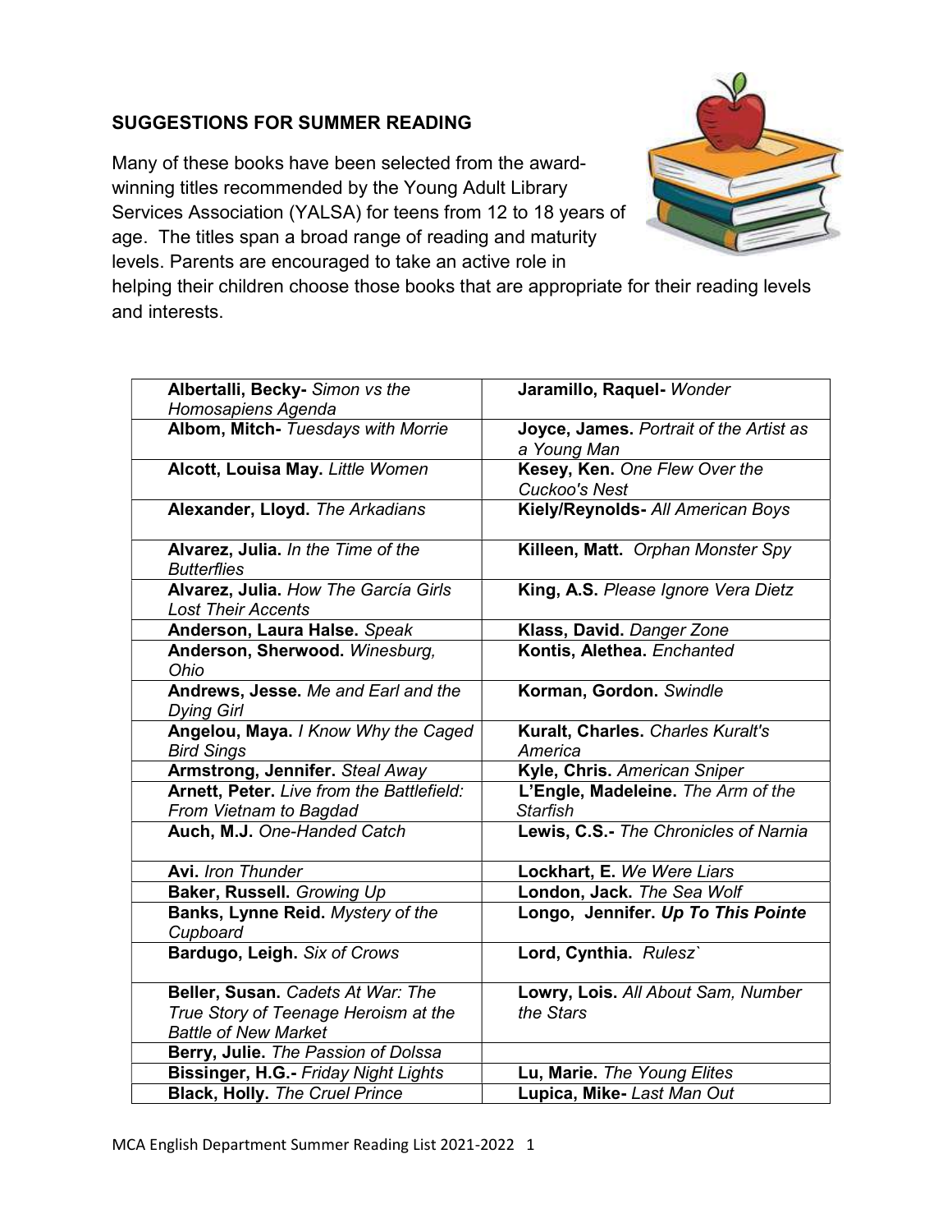## SUGGESTIONS FOR SUMMER READING

Many of these books have been selected from the award-winning titles recommended by the Young Adult Library Services Association (YALSA) for teens from 12 to 18 years of age. The titles span a broad range of reading and maturity levels. Parents are encouraged to take an active role in helping their children choose those books that are appropriate for their reading levels and interests.

| | |
|---|---|
| **Albertalli, Becky-** *Simon vs the Homosapiens Agenda* | **Jaramillo, Raquel-** *Wonder* |
| **Albom, Mitch-** *Tuesdays with Morrie* | **Joyce, James.** *Portrait of the Artist as a Young Man* |
| **Alcott, Louisa May.** *Little Women* | **Kesey, Ken.** *One Flew Over the Cuckoo's Nest* |
| **Alexander, Lloyd.** *The Arkadians* | **Kiely/Reynolds-** *All American Boys* |
| **Alvarez, Julia.** *In the Time of the Butterflies* | **Killeen, Matt.** *Orphan Monster Spy* |
| **Alvarez, Julia.** *How The García Girls Lost Their Accents* | **King, A.S.** *Please Ignore Vera Dietz* |
| **Anderson, Laura Halse.** *Speak* | **Klass, David.** *Danger Zone* |
| **Anderson, Sherwood.** *Winesburg, Ohio* | **Kontis, Alethea.** *Enchanted* |
| **Andrews, Jesse.** *Me and Earl and the Dying Girl* | **Korman, Gordon.** *Swindle* |
| **Angelou, Maya.** *I Know Why the Caged Bird Sings* | **Kuralt, Charles.** *Charles Kuralt's America* |
| **Armstrong, Jennifer.** *Steal Away* | **Kyle, Chris.** *American Sniper* |
| **Arnett, Peter.** *Live from the Battlefield: From Vietnam to Bagdad* | **L'Engle, Madeleine.** *The Arm of the Starfish* |
| **Auch, M.J.** *One-Handed Catch* | **Lewis, C.S.-** *The Chronicles of Narnia* |
| **Avi.** *Iron Thunder* | **Lockhart, E.** *We Were Liars* |
| **Baker, Russell.** *Growing Up* | **London, Jack.** *The Sea Wolf* |
| **Banks, Lynne Reid.** *Mystery of the Cupboard* | **Longo, Jennifer.** ***Up To This Pointe*** |
| **Bardugo, Leigh.** *Six of Crows* | **Lord, Cynthia.** *Rulesz`* |
| **Beller, Susan.** *Cadets At War: The True Story of Teenage Heroism at the Battle of New Market* | **Lowry, Lois.** *All About Sam, Number the Stars* |
| **Berry, Julie.** *The Passion of Dolssa* | |
| **Bissinger, H.G.-** *Friday Night Lights* | **Lu, Marie.** *The Young Elites* |
| **Black, Holly.** *The Cruel Prince* | **Lupica, Mike-** *Last Man Out* |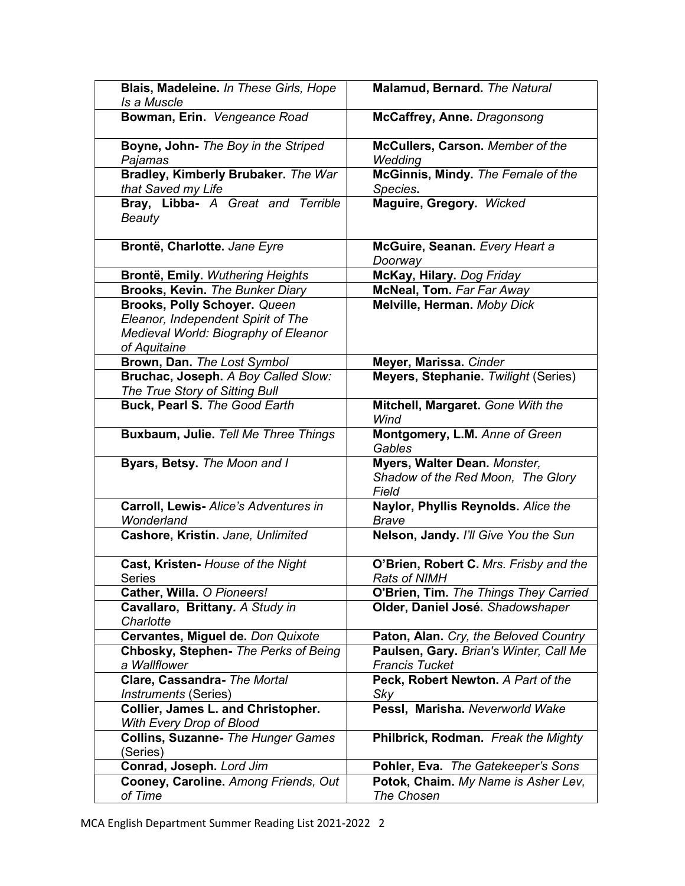| | |
|---|---|
| **Blais, Madeleine.** *In These Girls, Hope Is a Muscle* | **Malamud, Bernard.** *The Natural* |
| **Bowman, Erin.** *Vengeance Road* | **McCaffrey, Anne.** *Dragonsong* |
| **Boyne, John-** *The Boy in the Striped Pajamas* | **McCullers, Carson.** *Member of the Wedding* |
| **Bradley, Kimberly Brubaker.** *The War that Saved my Life* | **McGinnis, Mindy.** *The Female of the Species***.** |
| **Bray, Libba-** *A Great and Terrible Beauty* | **Maguire, Gregory.** *Wicked* |
| **Brontë, Charlotte.** *Jane Eyre* | **McGuire, Seanan.** *Every Heart a Doorway* |
| **Brontë, Emily.** *Wuthering Heights* | **McKay, Hilary.** *Dog Friday* |
| **Brooks, Kevin.** *The Bunker Diary* | **McNeal, Tom.** *Far Far Away* |
| **Brooks, Polly Schoyer.** *Queen Eleanor, Independent Spirit of The Medieval World: Biography of Eleanor of Aquitaine* | **Melville, Herman.** *Moby Dick* |
| **Brown, Dan.** *The Lost Symbol* | **Meyer, Marissa.** *Cinder* |
| **Bruchac, Joseph.** *A Boy Called Slow: The True Story of Sitting Bull* | **Meyers, Stephanie.** *Twilight* (Series) |
| **Buck, Pearl S.** *The Good Earth* | **Mitchell, Margaret.** *Gone With the Wind* |
| **Buxbaum, Julie.** *Tell Me Three Things* | **Montgomery, L.M.** *Anne of Green Gables* |
| **Byars, Betsy.** *The Moon and I* | **Myers, Walter Dean.** *Monster, Shadow of the Red Moon, The Glory Field* |
| **Carroll, Lewis-** *Alice's Adventures in Wonderland* | **Naylor, Phyllis Reynolds.** *Alice the Brave* |
| **Cashore, Kristin.** *Jane, Unlimited* | **Nelson, Jandy.** *I'll Give You the Sun* |
| **Cast, Kristen-** *House of the Night* Series | **O'Brien, Robert C.** *Mrs. Frisby and the Rats of NIMH* |
| **Cather, Willa.** *O Pioneers!* | **O'Brien, Tim.** *The Things They Carried* |
| **Cavallaro, Brittany.** *A Study in Charlotte* | **Older, Daniel José.** *Shadowshaper* |
| **Cervantes, Miguel de.** *Don Quixote* | **Paton, Alan.** *Cry, the Beloved Country* |
| **Chbosky, Stephen-** *The Perks of Being a Wallflower* | **Paulsen, Gary.** *Brian's Winter, Call Me Francis Tucket* |
| **Clare, Cassandra-** *The Mortal Instruments* (Series) | **Peck, Robert Newton.** *A Part of the Sky* |
| **Collier, James L. and Christopher.** *With Every Drop of Blood* | **Pessl, Marisha.** *Neverworld Wake* |
| **Collins, Suzanne-** *The Hunger Games* (Series) | **Philbrick, Rodman.** *Freak the Mighty* |
| **Conrad, Joseph.** *Lord Jim* | **Pohler, Eva.** *The Gatekeeper's Sons* |
| **Cooney, Caroline.** *Among Friends, Out of Time* | **Potok, Chaim.** *My Name is Asher Lev, The Chosen* |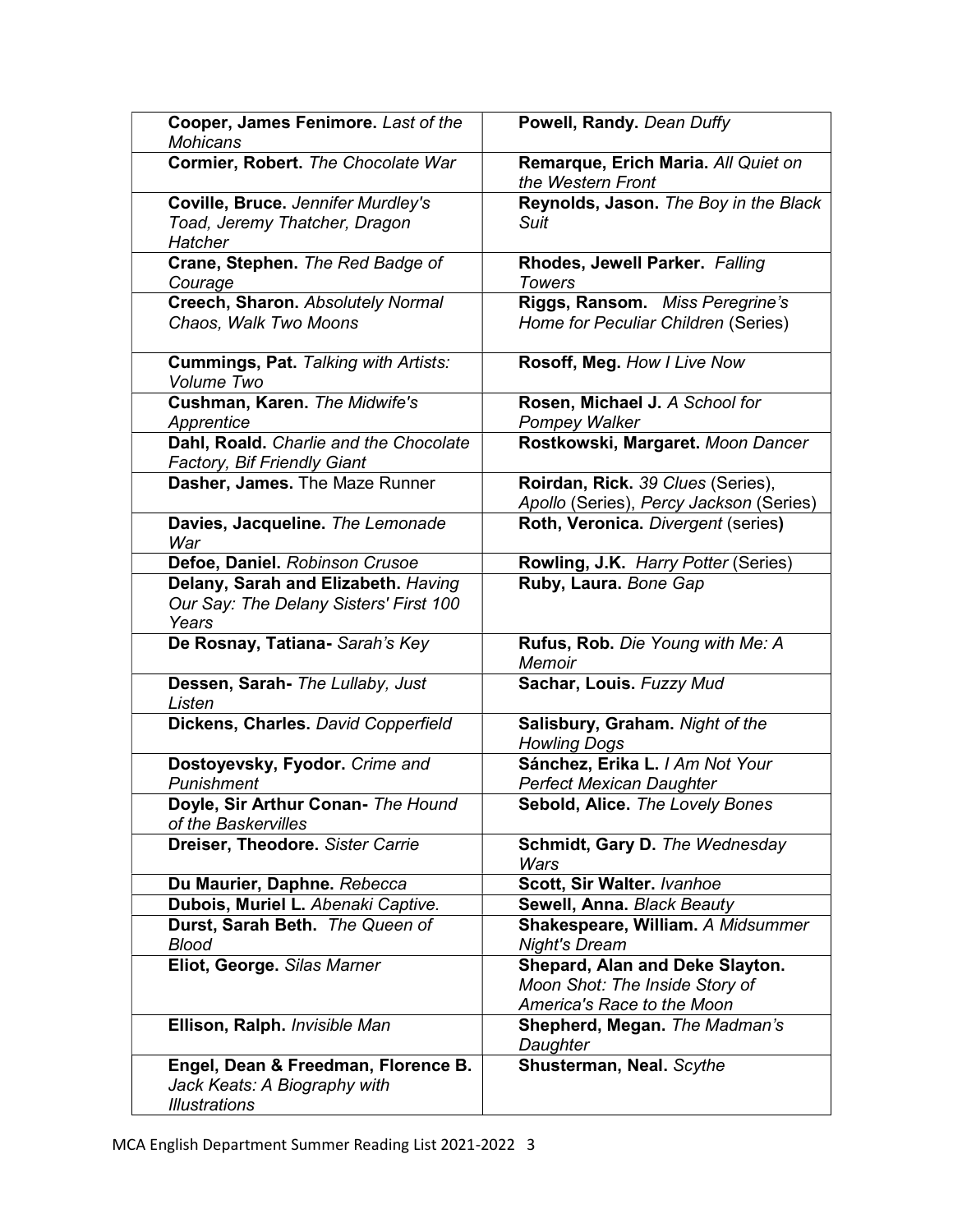| | |
|---|---|
| **Cooper, James Fenimore.** *Last of the Mohicans* | **Powell, Randy.** *Dean Duffy* |
| **Cormier, Robert.** *The Chocolate War* | **Remarque, Erich Maria.** *All Quiet on the Western Front* |
| **Coville, Bruce.** *Jennifer Murdley's Toad, Jeremy Thatcher, Dragon Hatcher* | **Reynolds, Jason.** *The Boy in the Black Suit* |
| **Crane, Stephen.** *The Red Badge of Courage* | **Rhodes, Jewell Parker.** *Falling Towers* |
| **Creech, Sharon.** *Absolutely Normal Chaos, Walk Two Moons* | **Riggs, Ransom.** *Miss Peregrine's Home for Peculiar Children* (Series) |
| **Cummings, Pat.** *Talking with Artists: Volume Two* | **Rosoff, Meg.** *How I Live Now* |
| **Cushman, Karen.** *The Midwife's Apprentice* | **Rosen, Michael J.** *A School for Pompey Walker* |
| **Dahl, Roald.** *Charlie and the Chocolate Factory, Bif Friendly Giant* | **Rostkowski, Margaret.** *Moon Dancer* |
| **Dasher, James.** The Maze Runner | **Roirdan, Rick.** *39 Clues* (Series), *Apollo* (Series), *Percy Jackson* (Series) |
| **Davies, Jacqueline.** *The Lemonade War* | **Roth, Veronica.** *Divergent* (series**)** |
| **Defoe, Daniel.** *Robinson Crusoe* | **Rowling, J.K.** *Harry Potter* (Series) |
| **Delany, Sarah and Elizabeth.** *Having Our Say: The Delany Sisters' First 100 Years* | **Ruby, Laura.** *Bone Gap* |
| **De Rosnay, Tatiana-** *Sarah's Key* | **Rufus, Rob.** *Die Young with Me: A Memoir* |
| **Dessen, Sarah-** *The Lullaby, Just Listen* | **Sachar, Louis.** *Fuzzy Mud* |
| **Dickens, Charles.** *David Copperfield* | **Salisbury, Graham.** *Night of the Howling Dogs* |
| **Dostoyevsky, Fyodor.** *Crime and Punishment* | **Sánchez, Erika L.** *I Am Not Your Perfect Mexican Daughter* |
| **Doyle, Sir Arthur Conan-** *The Hound of the Baskervilles* | **Sebold, Alice.** *The Lovely Bones* |
| **Dreiser, Theodore.** *Sister Carrie* | **Schmidt, Gary D.** *The Wednesday Wars* |
| **Du Maurier, Daphne.** *Rebecca* | **Scott, Sir Walter.** *Ivanhoe* |
| **Dubois, Muriel L.** *Abenaki Captive.* | **Sewell, Anna.** *Black Beauty* |
| **Durst, Sarah Beth.** *The Queen of Blood* | **Shakespeare, William.** *A Midsummer Night's Dream* |
| **Eliot, George.** *Silas Marner* | **Shepard, Alan and Deke Slayton.** *Moon Shot: The Inside Story of America's Race to the Moon* |
| **Ellison, Ralph.** *Invisible Man* | **Shepherd, Megan.** *The Madman's Daughter* |
| **Engel, Dean & Freedman, Florence B.** *Jack Keats: A Biography with Illustrations* | **Shusterman, Neal.** *Scythe* |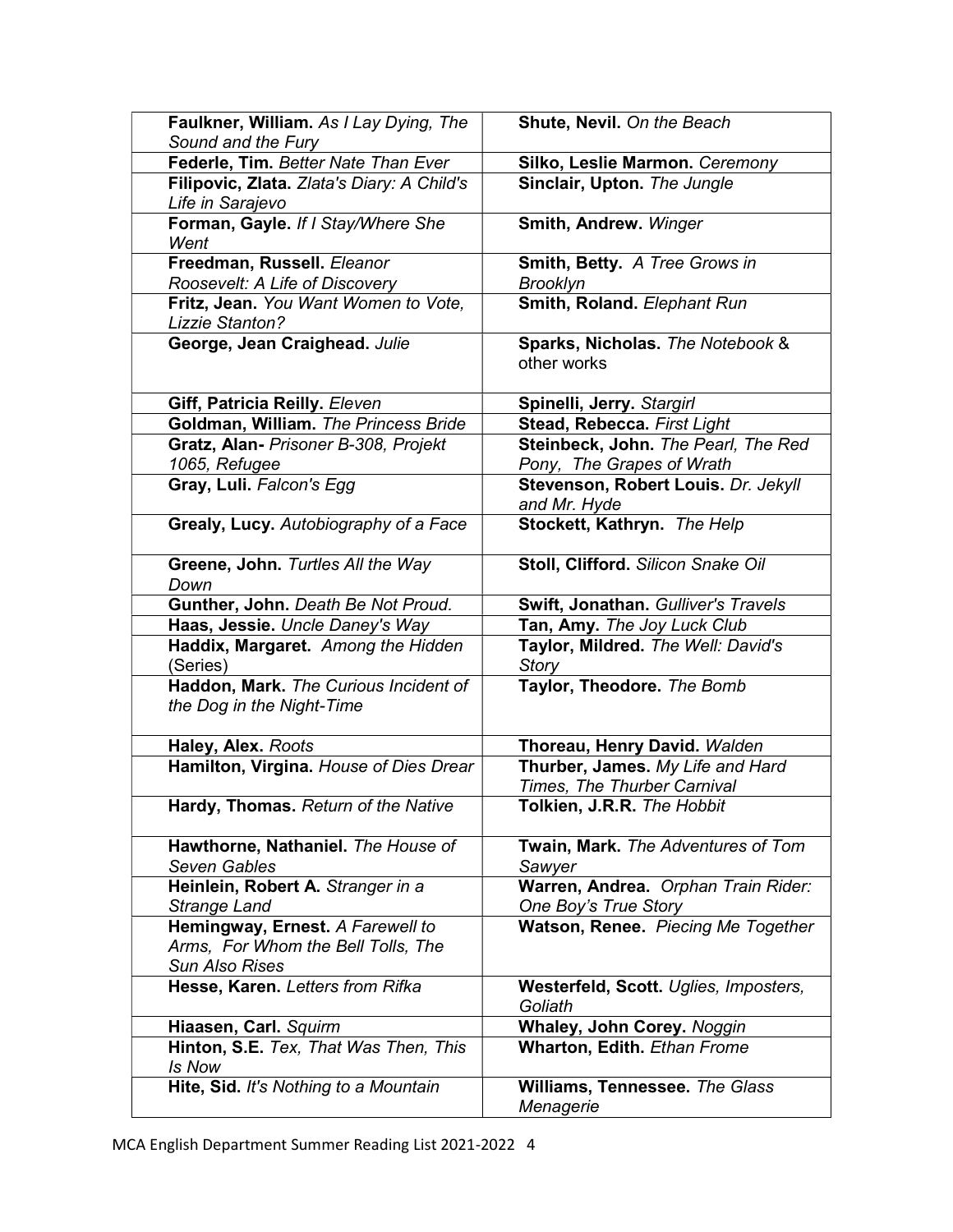| **Faulkner, William.** *As I Lay Dying, The Sound and the Fury* | **Shute, Nevil.** *On the Beach* |
|---|---|
| **Federle, Tim.** *Better Nate Than Ever* | **Silko, Leslie Marmon.** *Ceremony* |
| **Filipovic, Zlata.** *Zlata's Diary: A Child's Life in Sarajevo* | **Sinclair, Upton.** *The Jungle* |
| **Forman, Gayle.** *If I Stay/Where She Went* | **Smith, Andrew.** *Winger* |
| **Freedman, Russell.** *Eleanor Roosevelt: A Life of Discovery* | **Smith, Betty.** *A Tree Grows in Brooklyn* |
| **Fritz, Jean.** *You Want Women to Vote, Lizzie Stanton?* | **Smith, Roland.** *Elephant Run* |
| **George, Jean Craighead.** *Julie* | **Sparks, Nicholas.** *The Notebook* & other works |
| **Giff, Patricia Reilly.** *Eleven* | **Spinelli, Jerry.** *Stargirl* |
| **Goldman, William.** *The Princess Bride* | **Stead, Rebecca.** *First Light* |
| **Gratz, Alan-** *Prisoner B-308, Projekt 1065, Refugee* | **Steinbeck, John.** *The Pearl, The Red Pony, The Grapes of Wrath* |
| **Gray, Luli.** *Falcon's Egg* | **Stevenson, Robert Louis.** *Dr. Jekyll and Mr. Hyde* |
| **Grealy, Lucy.** *Autobiography of a Face* | **Stockett, Kathryn.** *The Help* |
| **Greene, John.** *Turtles All the Way Down* | **Stoll, Clifford.** *Silicon Snake Oil* |
| **Gunther, John.** *Death Be Not Proud.* | **Swift, Jonathan.** *Gulliver's Travels* |
| **Haas, Jessie.** *Uncle Daney's Way* | **Tan, Amy.** *The Joy Luck Club* |
| **Haddix, Margaret.** *Among the Hidden* (Series) | **Taylor, Mildred.** *The Well: David's Story* |
| **Haddon, Mark.** *The Curious Incident of the Dog in the Night-Time* | **Taylor, Theodore.** *The Bomb* |
| **Haley, Alex.** *Roots* | **Thoreau, Henry David.** *Walden* |
| **Hamilton, Virgina.** *House of Dies Drear* | **Thurber, James.** *My Life and Hard Times, The Thurber Carnival* |
| **Hardy, Thomas.** *Return of the Native* | **Tolkien, J.R.R.** *The Hobbit* |
| **Hawthorne, Nathaniel.** *The House of Seven Gables* | **Twain, Mark.** *The Adventures of Tom Sawyer* |
| **Heinlein, Robert A.** *Stranger in a Strange Land* | **Warren, Andrea.** *Orphan Train Rider: One Boy's True Story* |
| **Hemingway, Ernest.** *A Farewell to Arms, For Whom the Bell Tolls, The Sun Also Rises* | **Watson, Renee.** *Piecing Me Together* |
| **Hesse, Karen.** *Letters from Rifka* | **Westerfeld, Scott.** *Uglies, Imposters, Goliath* |
| **Hiaasen, Carl.** *Squirm* | **Whaley, John Corey.** *Noggin* |
| **Hinton, S.E.** *Tex, That Was Then, This Is Now* | **Wharton, Edith.** *Ethan Frome* |
| **Hite, Sid.** *It's Nothing to a Mountain* | **Williams, Tennessee.** *The Glass Menagerie* |

MCA English Department Summer Reading List 2021-2022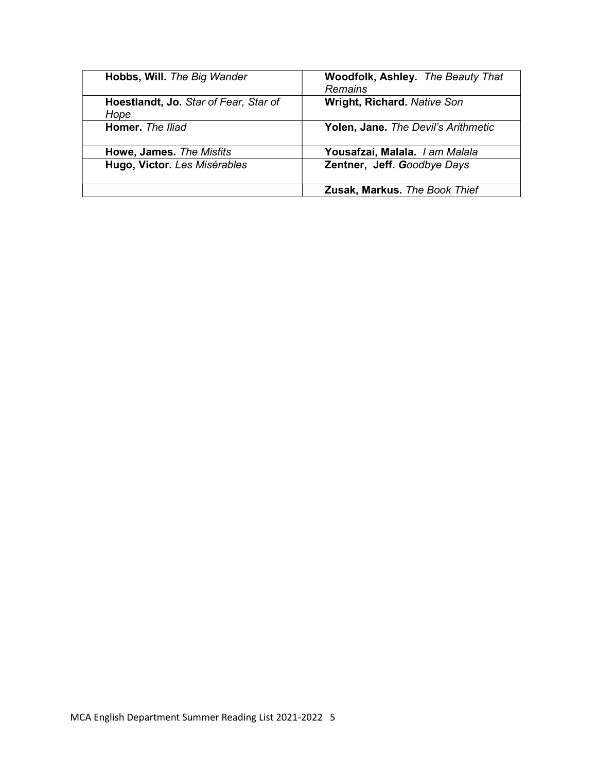| | |
|---|---|
| **Hobbs, Will.** *The Big Wander* | **Woodfolk, Ashley.** *The Beauty That Remains* |
| **Hoestlandt, Jo.** *Star of Fear, Star of Hope* | **Wright, Richard.** *Native Son* |
| **Homer.** *The Iliad* | **Yolen, Jane.** *The Devil's Arithmetic* |
| **Howe, James.** *The Misfits* | **Yousafzai, Malala.** *I am Malala* |
| **Hugo, Victor.** *Les Misérables* | **Zentner, Jeff.** ***G**oodbye Days* |
| | **Zusak, Markus.** *The Book Thief* |